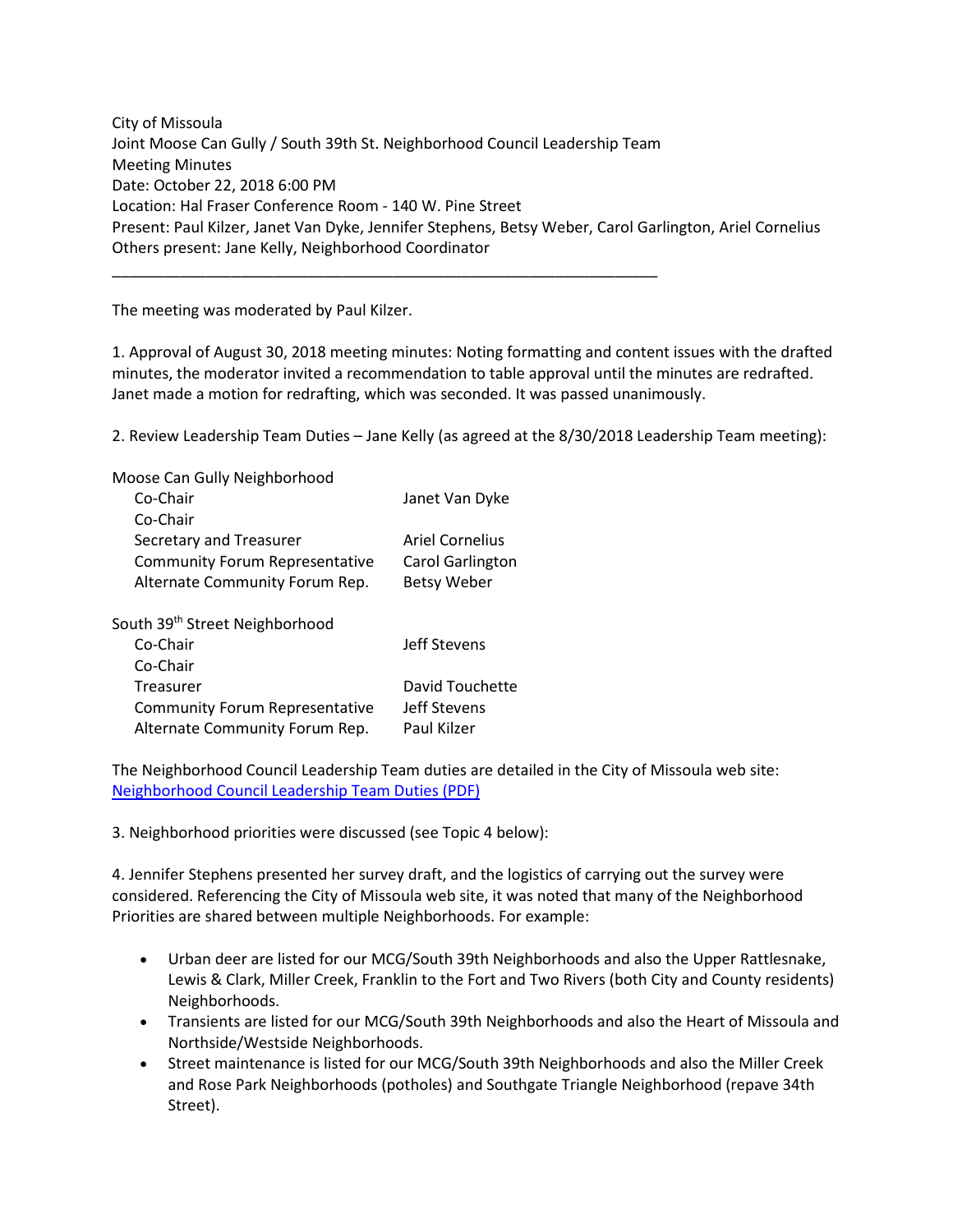City of Missoula
Joint Moose Can Gully / South 39th St. Neighborhood Council Leadership Team
Meeting Minutes
Date: October 22, 2018 6:00 PM
Location: Hal Fraser Conference Room - 140 W. Pine Street
Present: Paul Kilzer, Janet Van Dyke, Jennifer Stephens, Betsy Weber, Carol Garlington, Ariel Cornelius
Others present: Jane Kelly, Neighborhood Coordinator

---

The meeting was moderated by Paul Kilzer.

1. Approval of August 30, 2018 meeting minutes: Noting formatting and content issues with the drafted minutes, the moderator invited a recommendation to table approval until the minutes are redrafted. Janet made a motion for redrafting, which was seconded. It was passed unanimously.

2. Review Leadership Team Duties – Jane Kelly (as agreed at the 8/30/2018 Leadership Team meeting):

| Moose Can Gully Neighborhood | |
|---|---|
| Co-Chair | Janet Van Dyke |
| Co-Chair | |
| Secretary and Treasurer | Ariel Cornelius |
| Community Forum Representative | Carol Garlington |
| Alternate Community Forum Rep. | Betsy Weber |

| South 39th Street Neighborhood | |
|---|---|
| Co-Chair | Jeff Stevens |
| Co-Chair | |
| Treasurer | David Touchette |
| Community Forum Representative | Jeff Stevens |
| Alternate Community Forum Rep. | Paul Kilzer |

The Neighborhood Council Leadership Team duties are detailed in the City of Missoula web site: Neighborhood Council Leadership Team Duties (PDF)

3. Neighborhood priorities were discussed (see Topic 4 below):

4. Jennifer Stephens presented her survey draft, and the logistics of carrying out the survey were considered. Referencing the City of Missoula web site, it was noted that many of the Neighborhood Priorities are shared between multiple Neighborhoods. For example:

- Urban deer are listed for our MCG/South 39th Neighborhoods and also the Upper Rattlesnake, Lewis & Clark, Miller Creek, Franklin to the Fort and Two Rivers (both City and County residents) Neighborhoods.
- Transients are listed for our MCG/South 39th Neighborhoods and also the Heart of Missoula and Northside/Westside Neighborhoods.
- Street maintenance is listed for our MCG/South 39th Neighborhoods and also the Miller Creek and Rose Park Neighborhoods (potholes) and Southgate Triangle Neighborhood (repave 34th Street).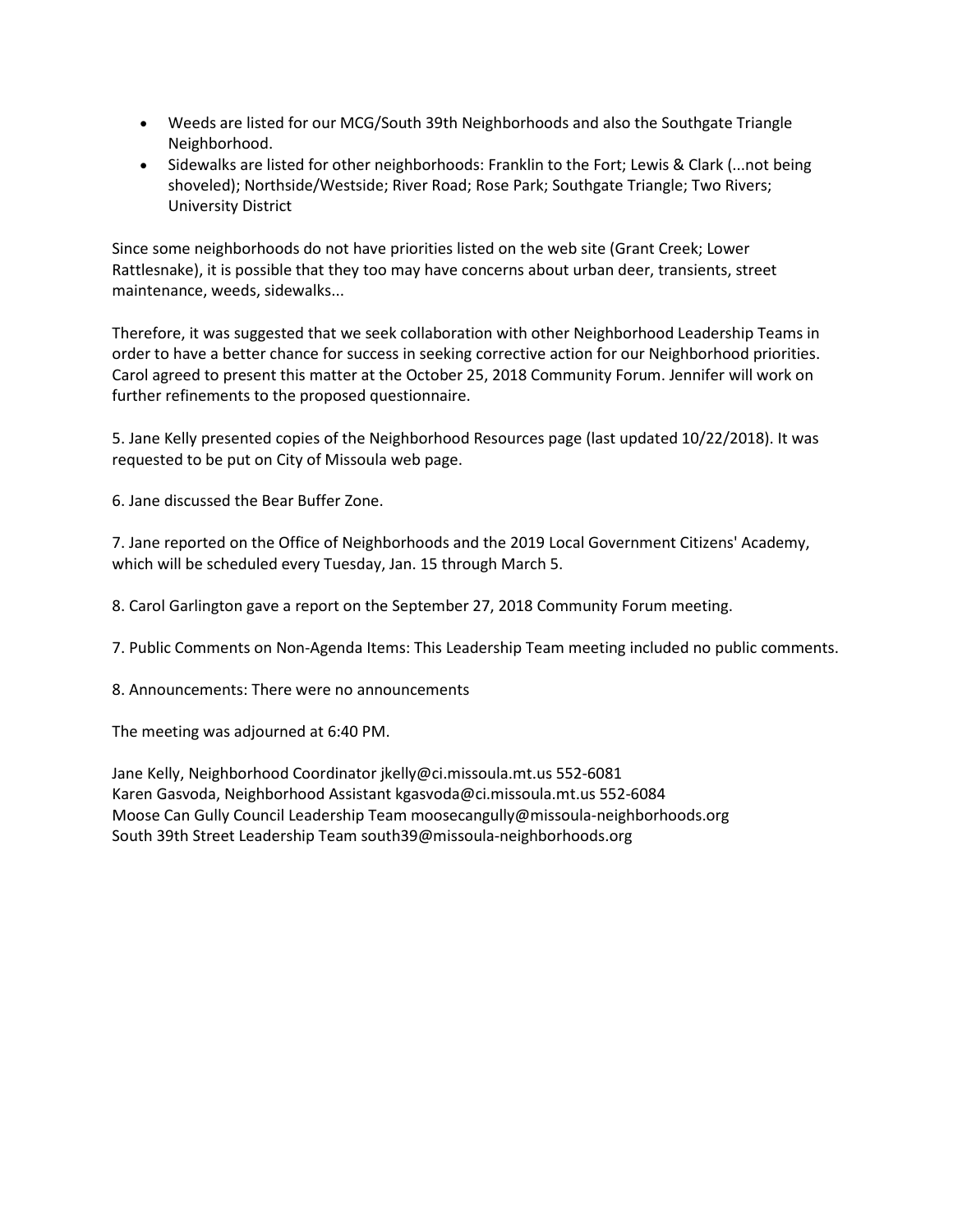- Weeds are listed for our MCG/South 39th Neighborhoods and also the Southgate Triangle Neighborhood.
- Sidewalks are listed for other neighborhoods: Franklin to the Fort; Lewis & Clark (...not being shoveled); Northside/Westside; River Road; Rose Park; Southgate Triangle; Two Rivers; University District

Since some neighborhoods do not have priorities listed on the web site (Grant Creek; Lower Rattlesnake), it is possible that they too may have concerns about urban deer, transients, street maintenance, weeds, sidewalks...

Therefore, it was suggested that we seek collaboration with other Neighborhood Leadership Teams in order to have a better chance for success in seeking corrective action for our Neighborhood priorities. Carol agreed to present this matter at the October 25, 2018 Community Forum. Jennifer will work on further refinements to the proposed questionnaire.

5. Jane Kelly presented copies of the Neighborhood Resources page (last updated 10/22/2018). It was requested to be put on City of Missoula web page.

6. Jane discussed the Bear Buffer Zone.

7. Jane reported on the Office of Neighborhoods and the 2019 Local Government Citizens' Academy, which will be scheduled every Tuesday, Jan. 15 through March 5.

8. Carol Garlington gave a report on the September 27, 2018 Community Forum meeting.

7. Public Comments on Non-Agenda Items: This Leadership Team meeting included no public comments.

8. Announcements: There were no announcements

The meeting was adjourned at 6:40 PM.

Jane Kelly, Neighborhood Coordinator jkelly@ci.missoula.mt.us 552-6081
Karen Gasvoda, Neighborhood Assistant kgasvoda@ci.missoula.mt.us 552-6084
Moose Can Gully Council Leadership Team moosecangully@missoula-neighborhoods.org
South 39th Street Leadership Team south39@missoula-neighborhoods.org